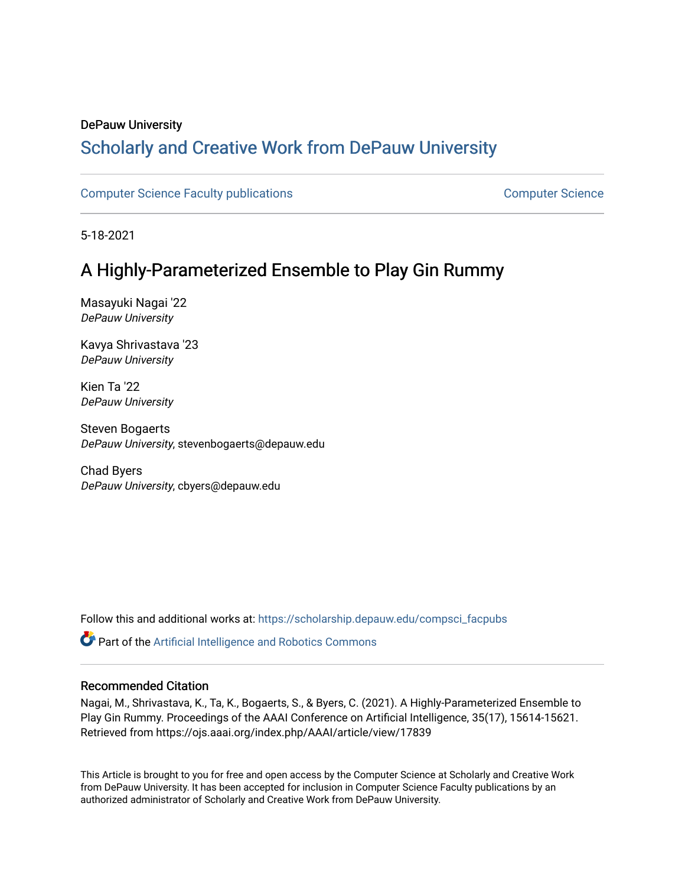DePauw University

# Scholarly and Creative Work from DePauw University

Computer Science Faculty publications | Computer Science

5-18-2021

## A Highly-Parameterized Ensemble to Play Gin Rummy

Masayuki Nagai '22
*DePauw University*

Kavya Shrivastava '23
*DePauw University*

Kien Ta '22
*DePauw University*

Steven Bogaerts
*DePauw University*, stevenbogaerts@depauw.edu

Chad Byers
*DePauw University*, cbyers@depauw.edu

Follow this and additional works at: https://scholarship.depauw.edu/compsci_facpubs

Part of the Artificial Intelligence and Robotics Commons

### Recommended Citation

Nagai, M., Shrivastava, K., Ta, K., Bogaerts, S., & Byers, C. (2021). A Highly-Parameterized Ensemble to Play Gin Rummy. Proceedings of the AAAI Conference on Artificial Intelligence, 35(17), 15614-15621. Retrieved from https://ojs.aaai.org/index.php/AAAI/article/view/17839

This Article is brought to you for free and open access by the Computer Science at Scholarly and Creative Work from DePauw University. It has been accepted for inclusion in Computer Science Faculty publications by an authorized administrator of Scholarly and Creative Work from DePauw University.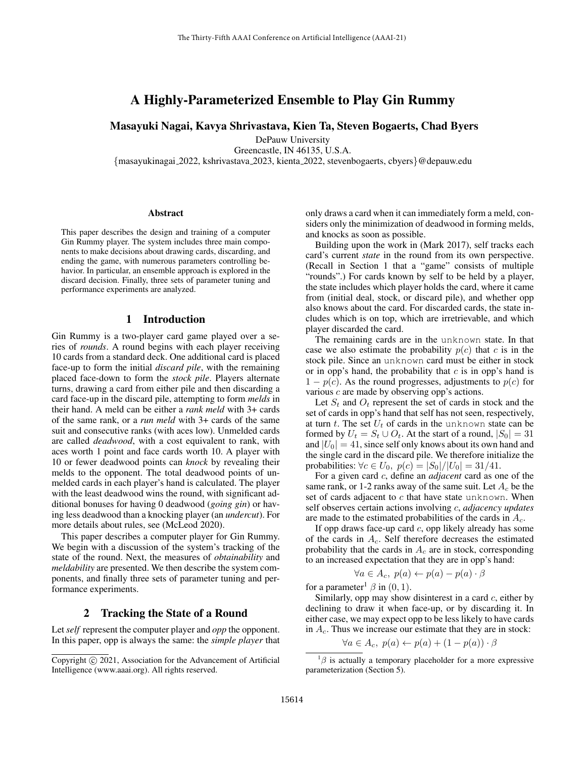# A Highly-Parameterized Ensemble to Play Gin Rummy

**Masayuki Nagai, Kavya Shrivastava, Kien Ta, Steven Bogaerts, Chad Byers**

DePauw University
Greencastle, IN 46135, U.S.A.
{masayukinagai_2022, kshrivastava_2023, kienta_2022, stevenbogaerts, cbyers}@depauw.edu

### Abstract

This paper describes the design and training of a computer Gin Rummy player. The system includes three main components to make decisions about drawing cards, discarding, and ending the game, with numerous parameters controlling behavior. In particular, an ensemble approach is explored in the discard decision. Finally, three sets of parameter tuning and performance experiments are analyzed.

## 1 Introduction

Gin Rummy is a two-player card game played over a series of *rounds*. A round begins with each player receiving 10 cards from a standard deck. One additional card is placed face-up to form the initial *discard pile*, with the remaining placed face-down to form the *stock pile*. Players alternate turns, drawing a card from either pile and then discarding a card face-up in the discard pile, attempting to form *melds* in their hand. A meld can be either a *rank meld* with 3+ cards of the same rank, or a *run meld* with 3+ cards of the same suit and consecutive ranks (with aces low). Unmelded cards are called *deadwood*, with a cost equivalent to rank, with aces worth 1 point and face cards worth 10. A player with 10 or fewer deadwood points can *knock* by revealing their melds to the opponent. The total deadwood points of unmelded cards in each player's hand is calculated. The player with the least deadwood wins the round, with significant additional bonuses for having 0 deadwood (*going gin*) or having less deadwood than a knocking player (an *undercut*). For more details about rules, see (McLeod 2020).

This paper describes a computer player for Gin Rummy. We begin with a discussion of the system's tracking of the state of the round. Next, the measures of *obtainability* and *meldability* are presented. We then describe the system components, and finally three sets of parameter tuning and performance experiments.

## 2 Tracking the State of a Round

Let *self* represent the computer player and *opp* the opponent. In this paper, opp is always the same: the *simple player* that only draws a card when it can immediately form a meld, considers only the minimization of deadwood in forming melds, and knocks as soon as possible.

Building upon the work in (Mark 2017), self tracks each card's current *state* in the round from its own perspective. (Recall in Section 1 that a "game" consists of multiple "rounds".) For cards known by self to be held by a player, the state includes which player holds the card, where it came from (initial deal, stock, or discard pile), and whether opp also knows about the card. For discarded cards, the state includes which is on top, which are irretrievable, and which player discarded the card.

The remaining cards are in the `unknown` state. In that case we also estimate the probability $p(c)$ that $c$ is in the stock pile. Since an `unknown` card must be either in stock or in opp's hand, the probability that $c$ is in opp's hand is $1 - p(c)$. As the round progresses, adjustments to $p(c)$ for various $c$ are made by observing opp's actions.

Let $S_t$ and $O_t$ represent the set of cards in stock and the set of cards in opp's hand that self has not seen, respectively, at turn $t$. The set $U_t$ of cards in the `unknown` state can be formed by $U_t = S_t \cup O_t$. At the start of a round, $|S_0| = 31$ and $|U_0| = 41$, since self only knows about its own hand and the single card in the discard pile. We therefore initialize the probabilities: $\forall c \in U_0,\ p(c) = |S_0|/|U_0| = 31/41$.

For a given card $c$, define an *adjacent* card as one of the same rank, or 1-2 ranks away of the same suit. Let $A_c$ be the set of cards adjacent to $c$ that have state `unknown`. When self observes certain actions involving $c$, *adjacency updates* are made to the estimated probabilities of the cards in $A_c$.

If opp draws face-up card $c$, opp likely already has some of the cards in $A_c$. Self therefore decreases the estimated probability that the cards in $A_c$ are in stock, corresponding to an increased expectation that they are in opp's hand:

$$\forall a \in A_c,\ p(a) \leftarrow p(a) - p(a) \cdot \beta$$

for a parameter[1] $\beta$ in $(0, 1)$.

Similarly, opp may show disinterest in a card $c$, either by declining to draw it when face-up, or by discarding it. In either case, we may expect opp to be less likely to have cards in $A_c$. Thus we increase our estimate that they are in stock:

$$\forall a \in A_c,\ p(a) \leftarrow p(a) + (1 - p(a)) \cdot \beta$$

[1] $\beta$ is actually a temporary placeholder for a more expressive parameterization (Section 5).

Copyright © 2021, Association for the Advancement of Artificial Intelligence (www.aaai.org). All rights reserved.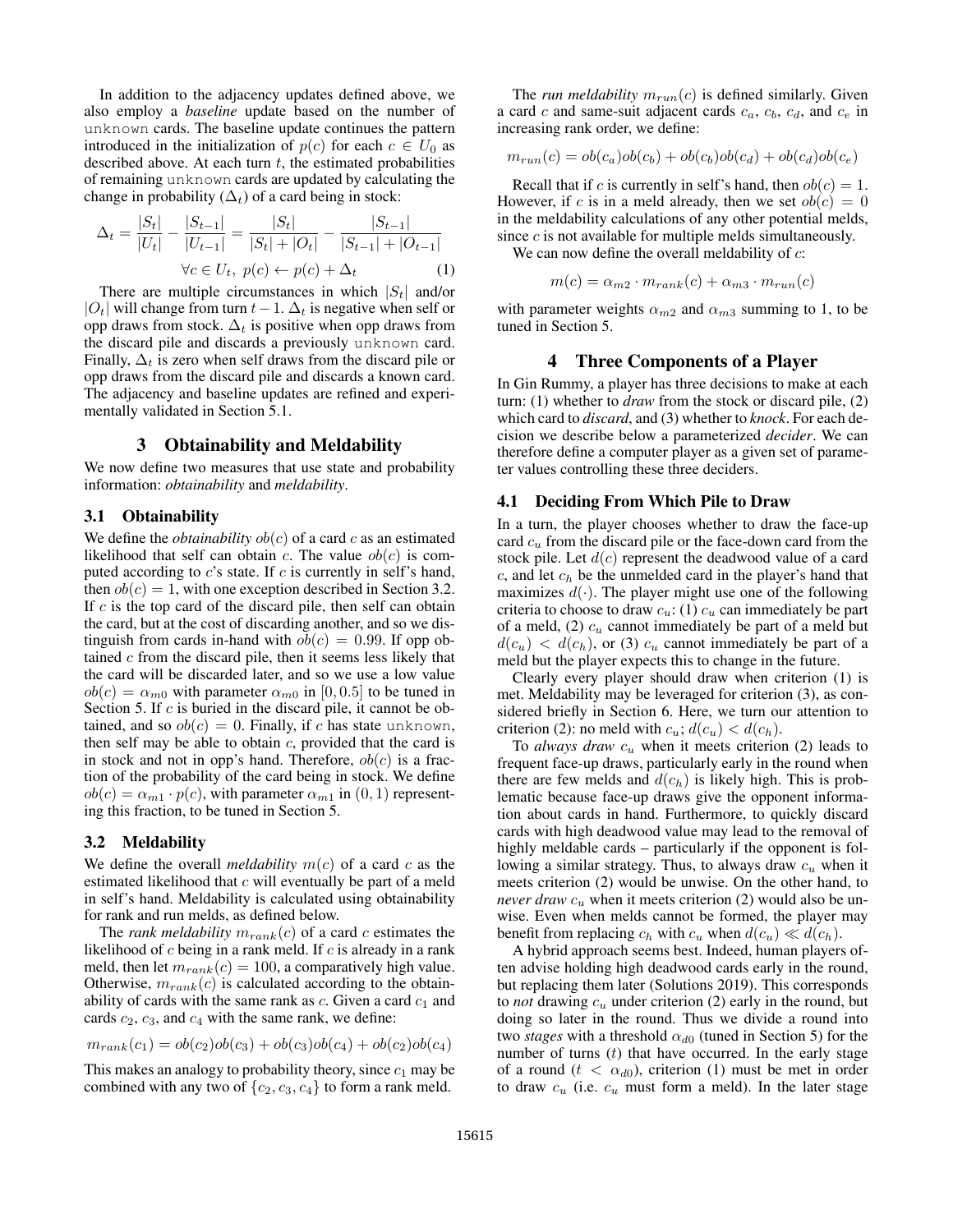In addition to the adjacency updates defined above, we also employ a *baseline* update based on the number of unknown cards. The baseline update continues the pattern introduced in the initialization of $p(c)$ for each $c \in U_0$ as described above. At each turn $t$, the estimated probabilities of remaining unknown cards are updated by calculating the change in probability ($\Delta_t$) of a card being in stock:

$$\Delta_t = \frac{|S_t|}{|U_t|} - \frac{|S_{t-1}|}{|U_{t-1}|} = \frac{|S_t|}{|S_t| + |O_t|} - \frac{|S_{t-1}|}{|S_{t-1}| + |O_{t-1}|}$$

$$\forall c \in U_t,\ p(c) \leftarrow p(c) + \Delta_t \tag{1}$$

There are multiple circumstances in which $|S_t|$ and/or $|O_t|$ will change from turn $t-1$. $\Delta_t$ is negative when self or opp draws from stock. $\Delta_t$ is positive when opp draws from the discard pile and discards a previously unknown card. Finally, $\Delta_t$ is zero when self draws from the discard pile or opp draws from the discard pile and discards a known card. The adjacency and baseline updates are refined and experimentally validated in Section 5.1.

## 3 Obtainability and Meldability

We now define two measures that use state and probability information: *obtainability* and *meldability*.

### 3.1 Obtainability

We define the *obtainability* $ob(c)$ of a card $c$ as an estimated likelihood that self can obtain $c$. The value $ob(c)$ is computed according to $c$'s state. If $c$ is currently in self's hand, then $ob(c) = 1$, with one exception described in Section 3.2. If $c$ is the top card of the discard pile, then self can obtain the card, but at the cost of discarding another, and so we distinguish from cards in-hand with $ob(c) = 0.99$. If opp obtained $c$ from the discard pile, then it seems less likely that the card will be discarded later, and so we use a low value $ob(c) = \alpha_{m0}$ with parameter $\alpha_{m0}$ in $[0, 0.5]$ to be tuned in Section 5. If $c$ is buried in the discard pile, it cannot be obtained, and so $ob(c) = 0$. Finally, if $c$ has state unknown, then self may be able to obtain $c$, provided that the card is in stock and not in opp's hand. Therefore, $ob(c)$ is a fraction of the probability of the card being in stock. We define $ob(c) = \alpha_{m1} \cdot p(c)$, with parameter $\alpha_{m1}$ in $(0, 1)$ representing this fraction, to be tuned in Section 5.

### 3.2 Meldability

We define the overall *meldability* $m(c)$ of a card $c$ as the estimated likelihood that $c$ will eventually be part of a meld in self's hand. Meldability is calculated using obtainability for rank and run melds, as defined below.

The *rank meldability* $m_{rank}(c)$ of a card $c$ estimates the likelihood of $c$ being in a rank meld. If $c$ is already in a rank meld, then let $m_{rank}(c) = 100$, a comparatively high value. Otherwise, $m_{rank}(c)$ is calculated according to the obtainability of cards with the same rank as $c$. Given a card $c_1$ and cards $c_2$, $c_3$, and $c_4$ with the same rank, we define:

$$m_{rank}(c_1) = ob(c_2)ob(c_3) + ob(c_3)ob(c_4) + ob(c_2)ob(c_4)$$

This makes an analogy to probability theory, since $c_1$ may be combined with any two of $\{c_2, c_3, c_4\}$ to form a rank meld.

The *run meldability* $m_{run}(c)$ is defined similarly. Given a card $c$ and same-suit adjacent cards $c_a$, $c_b$, $c_d$, and $c_e$ in increasing rank order, we define:

$$m_{run}(c) = ob(c_a)ob(c_b) + ob(c_b)ob(c_d) + ob(c_d)ob(c_e)$$

Recall that if $c$ is currently in self's hand, then $ob(c) = 1$. However, if $c$ is in a meld already, then we set $ob(c) = 0$ in the meldability calculations of any other potential melds, since $c$ is not available for multiple melds simultaneously.

We can now define the overall meldability of $c$:

$$m(c) = \alpha_{m2} \cdot m_{rank}(c) + \alpha_{m3} \cdot m_{run}(c)$$

with parameter weights $\alpha_{m2}$ and $\alpha_{m3}$ summing to 1, to be tuned in Section 5.

## 4 Three Components of a Player

In Gin Rummy, a player has three decisions to make at each turn: (1) whether to *draw* from the stock or discard pile, (2) which card to *discard*, and (3) whether to *knock*. For each decision we describe below a parameterized *decider*. We can therefore define a computer player as a given set of parameter values controlling these three deciders.

### 4.1 Deciding From Which Pile to Draw

In a turn, the player chooses whether to draw the face-up card $c_u$ from the discard pile or the face-down card from the stock pile. Let $d(c)$ represent the deadwood value of a card $c$, and let $c_h$ be the unmelded card in the player's hand that maximizes $d(\cdot)$. The player might use one of the following criteria to choose to draw $c_u$: (1) $c_u$ can immediately be part of a meld, (2) $c_u$ cannot immediately be part of a meld but $d(c_u) < d(c_h)$, or (3) $c_u$ cannot immediately be part of a meld but the player expects this to change in the future.

Clearly every player should draw when criterion (1) is met. Meldability may be leveraged for criterion (3), as considered briefly in Section 6. Here, we turn our attention to criterion (2): no meld with $c_u$; $d(c_u) < d(c_h)$.

To *always draw* $c_u$ when it meets criterion (2) leads to frequent face-up draws, particularly early in the round when there are few melds and $d(c_h)$ is likely high. This is problematic because face-up draws give the opponent information about cards in hand. Furthermore, to quickly discard cards with high deadwood value may lead to the removal of highly meldable cards – particularly if the opponent is following a similar strategy. Thus, to always draw $c_u$ when it meets criterion (2) would be unwise. On the other hand, to *never draw* $c_u$ when it meets criterion (2) would also be unwise. Even when melds cannot be formed, the player may benefit from replacing $c_h$ with $c_u$ when $d(c_u) \ll d(c_h)$.

A hybrid approach seems best. Indeed, human players often advise holding high deadwood cards early in the round, but replacing them later (Solutions 2019). This corresponds to *not* drawing $c_u$ under criterion (2) early in the round, but doing so later in the round. Thus we divide a round into two *stages* with a threshold $\alpha_{d0}$ (tuned in Section 5) for the number of turns ($t$) that have occurred. In the early stage of a round ($t < \alpha_{d0}$), criterion (1) must be met in order to draw $c_u$ (i.e. $c_u$ must form a meld). In the later stage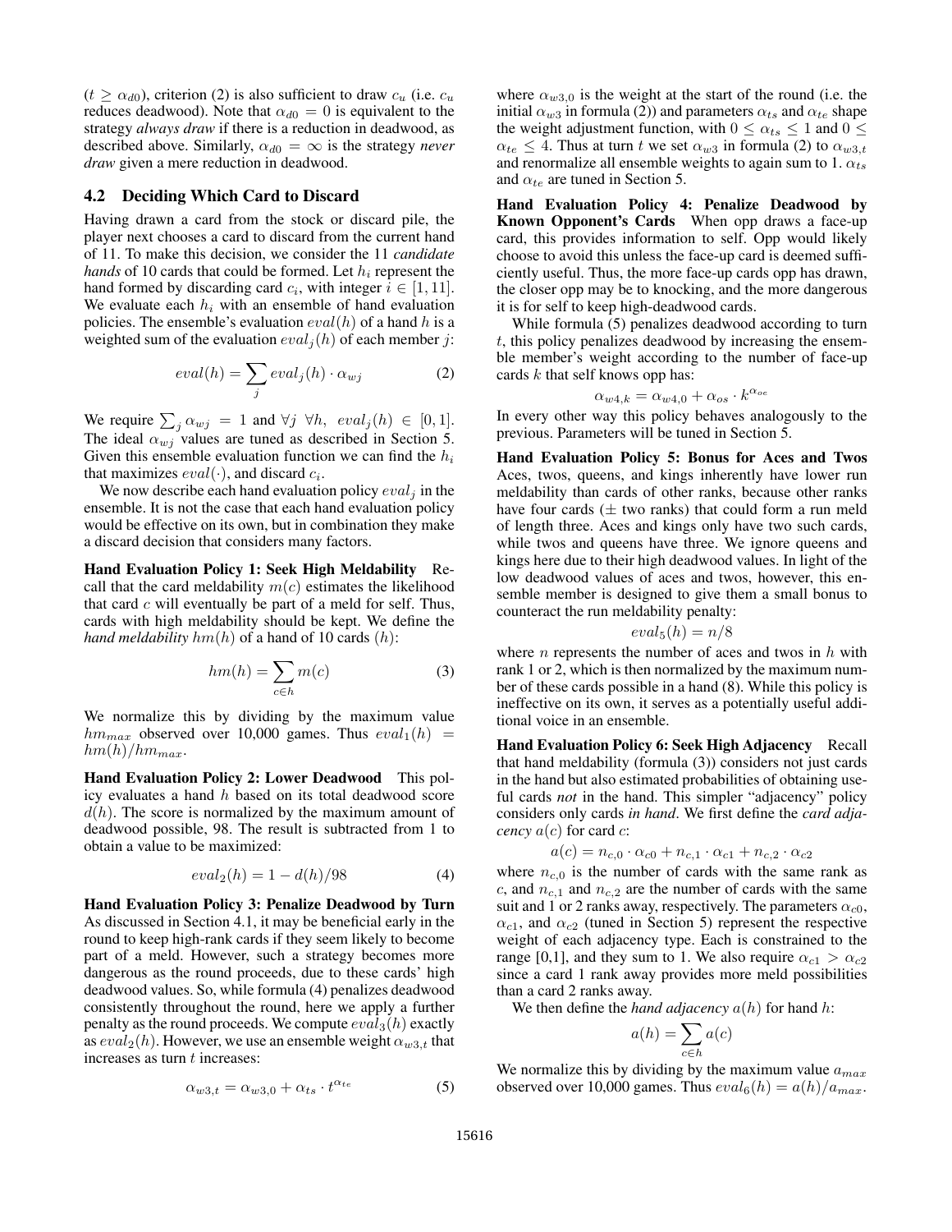($t \geq \alpha_{d0}$), criterion (2) is also sufficient to draw $c_u$ (i.e. $c_u$ reduces deadwood). Note that $\alpha_{d0} = 0$ is equivalent to the strategy *always draw* if there is a reduction in deadwood, as described above. Similarly, $\alpha_{d0} = \infty$ is the strategy *never draw* given a mere reduction in deadwood.

## 4.2 Deciding Which Card to Discard

Having drawn a card from the stock or discard pile, the player next chooses a card to discard from the current hand of 11. To make this decision, we consider the 11 *candidate hands* of 10 cards that could be formed. Let $h_i$ represent the hand formed by discarding card $c_i$, with integer $i \in [1, 11]$. We evaluate each $h_i$ with an ensemble of hand evaluation policies. The ensemble's evaluation $eval(h)$ of a hand $h$ is a weighted sum of the evaluation $eval_j(h)$ of each member $j$:

$$eval(h) = \sum_j eval_j(h) \cdot \alpha_{wj} \tag{2}$$

We require $\sum_j \alpha_{wj} = 1$ and $\forall j \;\forall h,\; eval_j(h) \in [0, 1]$. The ideal $\alpha_{wj}$ values are tuned as described in Section 5. Given this ensemble evaluation function we can find the $h_i$ that maximizes $eval(\cdot)$, and discard $c_i$.

We now describe each hand evaluation policy $eval_j$ in the ensemble. It is not the case that each hand evaluation policy would be effective on its own, but in combination they make a discard decision that considers many factors.

**Hand Evaluation Policy 1: Seek High Meldability** Recall that the card meldability $m(c)$ estimates the likelihood that card $c$ will eventually be part of a meld for self. Thus, cards with high meldability should be kept. We define the *hand meldability* $hm(h)$ of a hand of 10 cards ($h$):

$$hm(h) = \sum_{c \in h} m(c) \tag{3}$$

We normalize this by dividing by the maximum value $hm_{max}$ observed over 10,000 games. Thus $eval_1(h) = hm(h)/hm_{max}$.

**Hand Evaluation Policy 2: Lower Deadwood** This policy evaluates a hand $h$ based on its total deadwood score $d(h)$. The score is normalized by the maximum amount of deadwood possible, 98. The result is subtracted from 1 to obtain a value to be maximized:

$$eval_2(h) = 1 - d(h)/98 \tag{4}$$

**Hand Evaluation Policy 3: Penalize Deadwood by Turn** As discussed in Section 4.1, it may be beneficial early in the round to keep high-rank cards if they seem likely to become part of a meld. However, such a strategy becomes more dangerous as the round proceeds, due to these cards' high deadwood values. So, while formula (4) penalizes deadwood consistently throughout the round, here we apply a further penalty as the round proceeds. We compute $eval_3(h)$ exactly as $eval_2(h)$. However, we use an ensemble weight $\alpha_{w3,t}$ that increases as turn $t$ increases:

$$\alpha_{w3,t} = \alpha_{w3,0} + \alpha_{ts} \cdot t^{\alpha_{te}} \tag{5}$$

where $\alpha_{w3,0}$ is the weight at the start of the round (i.e. the initial $\alpha_{w3}$ in formula (2)) and parameters $\alpha_{ts}$ and $\alpha_{te}$ shape the weight adjustment function, with $0 \leq \alpha_{ts} \leq 1$ and $0 \leq \alpha_{te} \leq 4$. Thus at turn $t$ we set $\alpha_{w3}$ in formula (2) to $\alpha_{w3,t}$ and renormalize all ensemble weights to again sum to 1. $\alpha_{ts}$ and $\alpha_{te}$ are tuned in Section 5.

**Hand Evaluation Policy 4: Penalize Deadwood by Known Opponent's Cards** When opp draws a face-up card, this provides information to self. Opp would likely choose to avoid this unless the face-up card is deemed sufficiently useful. Thus, the more face-up cards opp has drawn, the closer opp may be to knocking, and the more dangerous it is for self to keep high-deadwood cards.

While formula (5) penalizes deadwood according to turn $t$, this policy penalizes deadwood by increasing the ensemble member's weight according to the number of face-up cards $k$ that self knows opp has:

$$\alpha_{w4,k} = \alpha_{w4,0} + \alpha_{os} \cdot k^{\alpha_{oe}}$$

In every other way this policy behaves analogously to the previous. Parameters will be tuned in Section 5.

**Hand Evaluation Policy 5: Bonus for Aces and Twos** Aces, twos, queens, and kings inherently have lower run meldability than cards of other ranks, because other ranks have four cards ($\pm$ two ranks) that could form a run meld of length three. Aces and kings only have two such cards, while twos and queens have three. We ignore queens and kings here due to their high deadwood values. In light of the low deadwood values of aces and twos, however, this ensemble member is designed to give them a small bonus to counteract the run meldability penalty:

$$eval_5(h) = n/8$$

where $n$ represents the number of aces and twos in $h$ with rank 1 or 2, which is then normalized by the maximum number of these cards possible in a hand (8). While this policy is ineffective on its own, it serves as a potentially useful additional voice in an ensemble.

**Hand Evaluation Policy 6: Seek High Adjacency** Recall that hand meldability (formula (3)) considers not just cards in the hand but also estimated probabilities of obtaining useful cards *not* in the hand. This simpler "adjacency" policy considers only cards *in hand*. We first define the *card adjacency* $a(c)$ for card $c$:

$$a(c) = n_{c,0} \cdot \alpha_{c0} + n_{c,1} \cdot \alpha_{c1} + n_{c,2} \cdot \alpha_{c2}$$

where $n_{c,0}$ is the number of cards with the same rank as $c$, and $n_{c,1}$ and $n_{c,2}$ are the number of cards with the same suit and 1 or 2 ranks away, respectively. The parameters $\alpha_{c0}$, $\alpha_{c1}$, and $\alpha_{c2}$ (tuned in Section 5) represent the respective weight of each adjacency type. Each is constrained to the range [0,1], and they sum to 1. We also require $\alpha_{c1} > \alpha_{c2}$ since a card 1 rank away provides more meld possibilities than a card 2 ranks away.

We then define the *hand adjacency* $a(h)$ for hand $h$:

$$a(h) = \sum_{c \in h} a(c)$$

We normalize this by dividing by the maximum value $a_{max}$ observed over 10,000 games. Thus $eval_6(h) = a(h)/a_{max}$.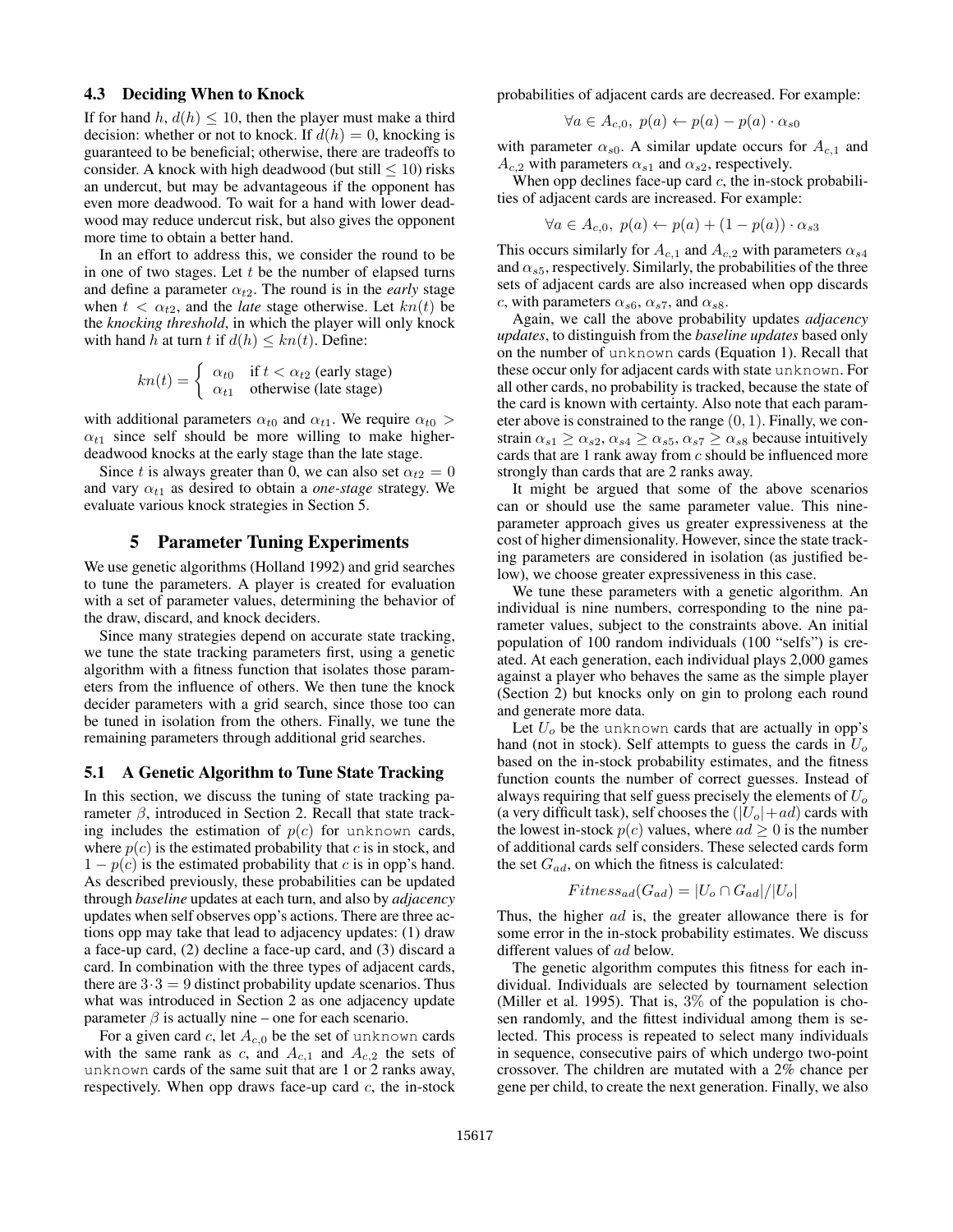### 4.3 Deciding When to Knock

If for hand $h$, $d(h) \leq 10$, then the player must make a third decision: whether or not to knock. If $d(h) = 0$, knocking is guaranteed to be beneficial; otherwise, there are tradeoffs to consider. A knock with high deadwood (but still $\leq 10$) risks an undercut, but may be advantageous if the opponent has even more deadwood. To wait for a hand with lower deadwood may reduce undercut risk, but also gives the opponent more time to obtain a better hand.

In an effort to address this, we consider the round to be in one of two stages. Let $t$ be the number of elapsed turns and define a parameter $\alpha_{t2}$. The round is in the *early* stage when $t < \alpha_{t2}$, and the *late* stage otherwise. Let $kn(t)$ be the *knocking threshold*, in which the player will only knock with hand $h$ at turn $t$ if $d(h) \leq kn(t)$. Define:

$$kn(t) = \begin{cases} \alpha_{t0} & \text{if } t < \alpha_{t2} \text{ (early stage)} \\ \alpha_{t1} & \text{otherwise (late stage)} \end{cases}$$

with additional parameters $\alpha_{t0}$ and $\alpha_{t1}$. We require $\alpha_{t0} > \alpha_{t1}$ since self should be more willing to make higher-deadwood knocks at the early stage than the late stage.

Since $t$ is always greater than 0, we can also set $\alpha_{t2} = 0$ and vary $\alpha_{t1}$ as desired to obtain a *one-stage* strategy. We evaluate various knock strategies in Section 5.

## 5 Parameter Tuning Experiments

We use genetic algorithms (Holland 1992) and grid searches to tune the parameters. A player is created for evaluation with a set of parameter values, determining the behavior of the draw, discard, and knock deciders.

Since many strategies depend on accurate state tracking, we tune the state tracking parameters first, using a genetic algorithm with a fitness function that isolates those parameters from the influence of others. We then tune the knock decider parameters with a grid search, since those too can be tuned in isolation from the others. Finally, we tune the remaining parameters through additional grid searches.

### 5.1 A Genetic Algorithm to Tune State Tracking

In this section, we discuss the tuning of state tracking parameter $\beta$, introduced in Section 2. Recall that state tracking includes the estimation of $p(c)$ for `unknown` cards, where $p(c)$ is the estimated probability that $c$ is in stock, and $1 - p(c)$ is the estimated probability that $c$ is in opp's hand. As described previously, these probabilities can be updated through *baseline* updates at each turn, and also by *adjacency* updates when self observes opp's actions. There are three actions opp may take that lead to adjacency updates: (1) draw a face-up card, (2) decline a face-up card, and (3) discard a card. In combination with the three types of adjacent cards, there are $3 \cdot 3 = 9$ distinct probability update scenarios. Thus what was introduced in Section 2 as one adjacency update parameter $\beta$ is actually nine – one for each scenario.

For a given card $c$, let $A_{c,0}$ be the set of `unknown` cards with the same rank as $c$, and $A_{c,1}$ and $A_{c,2}$ the sets of `unknown` cards of the same suit that are 1 or 2 ranks away, respectively. When opp draws face-up card $c$, the in-stock probabilities of adjacent cards are decreased. For example:

$$\forall a \in A_{c,0},\ p(a) \leftarrow p(a) - p(a) \cdot \alpha_{s0}$$

with parameter $\alpha_{s0}$. A similar update occurs for $A_{c,1}$ and $A_{c,2}$ with parameters $\alpha_{s1}$ and $\alpha_{s2}$, respectively.

When opp declines face-up card $c$, the in-stock probabilities of adjacent cards are increased. For example:

$$\forall a \in A_{c,0},\ p(a) \leftarrow p(a) + (1 - p(a)) \cdot \alpha_{s3}$$

This occurs similarly for $A_{c,1}$ and $A_{c,2}$ with parameters $\alpha_{s4}$ and $\alpha_{s5}$, respectively. Similarly, the probabilities of the three sets of adjacent cards are also increased when opp discards $c$, with parameters $\alpha_{s6}$, $\alpha_{s7}$, and $\alpha_{s8}$.

Again, we call the above probability updates *adjacency updates*, to distinguish from the *baseline updates* based only on the number of `unknown` cards (Equation 1). Recall that these occur only for adjacent cards with state `unknown`. For all other cards, no probability is tracked, because the state of the card is known with certainty. Also note that each parameter above is constrained to the range $(0, 1)$. Finally, we constrain $\alpha_{s1} \geq \alpha_{s2}$, $\alpha_{s4} \geq \alpha_{s5}$, $\alpha_{s7} \geq \alpha_{s8}$ because intuitively cards that are 1 rank away from $c$ should be influenced more strongly than cards that are 2 ranks away.

It might be argued that some of the above scenarios can or should use the same parameter value. This nine-parameter approach gives us greater expressiveness at the cost of higher dimensionality. However, since the state tracking parameters are considered in isolation (as justified below), we choose greater expressiveness in this case.

We tune these parameters with a genetic algorithm. An individual is nine numbers, corresponding to the nine parameter values, subject to the constraints above. An initial population of 100 random individuals (100 "selfs") is created. At each generation, each individual plays 2,000 games against a player who behaves the same as the simple player (Section 2) but knocks only on gin to prolong each round and generate more data.

Let $U_o$ be the `unknown` cards that are actually in opp's hand (not in stock). Self attempts to guess the cards in $U_o$ based on the in-stock probability estimates, and the fitness function counts the number of correct guesses. Instead of always requiring that self guess precisely the elements of $U_o$ (a very difficult task), self chooses the $(|U_o| + ad)$ cards with the lowest in-stock $p(c)$ values, where $ad \geq 0$ is the number of additional cards self considers. These selected cards form the set $G_{ad}$, on which the fitness is calculated:

$$Fitness_{ad}(G_{ad}) = |U_o \cap G_{ad}| / |U_o|$$

Thus, the higher $ad$ is, the greater allowance there is for some error in the in-stock probability estimates. We discuss different values of $ad$ below.

The genetic algorithm computes this fitness for each individual. Individuals are selected by tournament selection (Miller et al. 1995). That is, 3% of the population is chosen randomly, and the fittest individual among them is selected. This process is repeated to select many individuals in sequence, consecutive pairs of which undergo two-point crossover. The children are mutated with a 2% chance per gene per child, to create the next generation. Finally, we also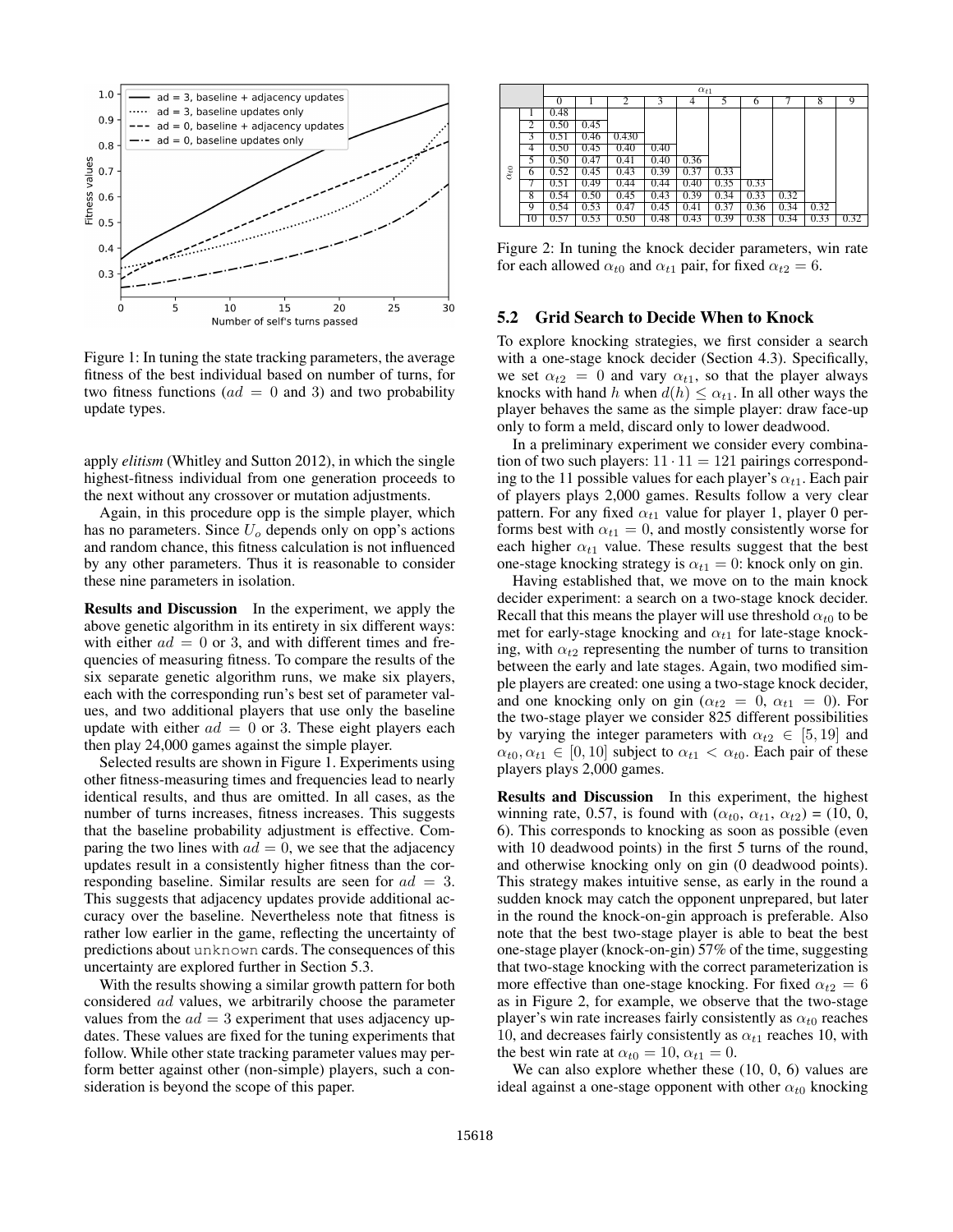Figure 1: In tuning the state tracking parameters, the average fitness of the best individual based on number of turns, for two fitness functions ($ad = 0$ and 3) and two probability update types.

apply *elitism* (Whitley and Sutton 2012), in which the single highest-fitness individual from one generation proceeds to the next without any crossover or mutation adjustments.

Again, in this procedure opp is the simple player, which has no parameters. Since $U_o$ depends only on opp's actions and random chance, this fitness calculation is not influenced by any other parameters. Thus it is reasonable to consider these nine parameters in isolation.

**Results and Discussion** In the experiment, we apply the above genetic algorithm in its entirety in six different ways: with either $ad = 0$ or 3, and with different times and frequencies of measuring fitness. To compare the results of the six separate genetic algorithm runs, we make six players, each with the corresponding run's best set of parameter values, and two additional players that use only the baseline update with either $ad = 0$ or 3. These eight players each then play 24,000 games against the simple player.

Selected results are shown in Figure 1. Experiments using other fitness-measuring times and frequencies lead to nearly identical results, and thus are omitted. In all cases, as the number of turns increases, fitness increases. This suggests that the baseline probability adjustment is effective. Comparing the two lines with $ad = 0$, we see that the adjacency updates result in a consistently higher fitness than the corresponding baseline. Similar results are seen for $ad = 3$. This suggests that adjacency updates provide additional accuracy over the baseline. Nevertheless note that fitness is rather low earlier in the game, reflecting the uncertainty of predictions about unknown cards. The consequences of this uncertainty are explored further in Section 5.3.

With the results showing a similar growth pattern for both considered $ad$ values, we arbitrarily choose the parameter values from the $ad = 3$ experiment that uses adjacency updates. These values are fixed for the tuning experiments that follow. While other state tracking parameter values may perform better against other (non-simple) players, such a consideration is beyond the scope of this paper.

| | | $\alpha_{t1}$ | | | | | | | | | |
|---|---|---|---|---|---|---|---|---|---|---|---|
| | | 0 | 1 | 2 | 3 | 4 | 5 | 6 | 7 | 8 | 9 |
| $\alpha_{t0}$ | 1 | 0.48 | | | | | | | | | |
| | 2 | 0.50 | 0.45 | | | | | | | | |
| | 3 | 0.51 | 0.46 | 0.430 | | | | | | | |
| | 4 | 0.50 | 0.45 | 0.40 | 0.40 | | | | | | |
| | 5 | 0.50 | 0.47 | 0.41 | 0.40 | 0.36 | | | | | |
| | 6 | 0.52 | 0.45 | 0.43 | 0.39 | 0.37 | 0.33 | | | | |
| | 7 | 0.51 | 0.49 | 0.44 | 0.44 | 0.40 | 0.35 | 0.33 | | | |
| | 8 | 0.54 | 0.50 | 0.45 | 0.43 | 0.39 | 0.34 | 0.33 | 0.32 | | |
| | 9 | 0.54 | 0.53 | 0.47 | 0.45 | 0.41 | 0.37 | 0.36 | 0.34 | 0.32 | |
| | 10 | 0.57 | 0.53 | 0.50 | 0.48 | 0.43 | 0.39 | 0.38 | 0.34 | 0.33 | 0.32 |

Figure 2: In tuning the knock decider parameters, win rate for each allowed $\alpha_{t0}$ and $\alpha_{t1}$ pair, for fixed $\alpha_{t2} = 6$.

## 5.2 Grid Search to Decide When to Knock

To explore knocking strategies, we first consider a search with a one-stage knock decider (Section 4.3). Specifically, we set $\alpha_{t2} = 0$ and vary $\alpha_{t1}$, so that the player always knocks with hand $h$ when $d(h) \leq \alpha_{t1}$. In all other ways the player behaves the same as the simple player: draw face-up only to form a meld, discard only to lower deadwood.

In a preliminary experiment we consider every combination of two such players: $11 \cdot 11 = 121$ pairings corresponding to the 11 possible values for each player's $\alpha_{t1}$. Each pair of players plays 2,000 games. Results follow a very clear pattern. For any fixed $\alpha_{t1}$ value for player 1, player 0 performs best with $\alpha_{t1} = 0$, and mostly consistently worse for each higher $\alpha_{t1}$ value. These results suggest that the best one-stage knocking strategy is $\alpha_{t1} = 0$: knock only on gin.

Having established that, we move on to the main knock decider experiment: a search on a two-stage knock decider. Recall that this means the player will use threshold $\alpha_{t0}$ to be met for early-stage knocking and $\alpha_{t1}$ for late-stage knocking, with $\alpha_{t2}$ representing the number of turns to transition between the early and late stages. Again, two modified simple players are created: one using a two-stage knock decider, and one knocking only on gin ($\alpha_{t2} = 0$, $\alpha_{t1} = 0$). For the two-stage player we consider 825 different possibilities by varying the integer parameters with $\alpha_{t2} \in [5, 19]$ and $\alpha_{t0}, \alpha_{t1} \in [0, 10]$ subject to $\alpha_{t1} < \alpha_{t0}$. Each pair of these players plays 2,000 games.

**Results and Discussion** In this experiment, the highest winning rate, 0.57, is found with ($\alpha_{t0}$, $\alpha_{t1}$, $\alpha_{t2}$) = (10, 0, 6). This corresponds to knocking as soon as possible (even with 10 deadwood points) in the first 5 turns of the round, and otherwise knocking only on gin (0 deadwood points). This strategy makes intuitive sense, as early in the round a sudden knock may catch the opponent unprepared, but later in the round the knock-on-gin approach is preferable. Also note that the best two-stage player is able to beat the best one-stage player (knock-on-gin) 57% of the time, suggesting that two-stage knocking with the correct parameterization is more effective than one-stage knocking. For fixed $\alpha_{t2} = 6$ as in Figure 2, for example, we observe that the two-stage player's win rate increases fairly consistently as $\alpha_{t0}$ reaches 10, and decreases fairly consistently as $\alpha_{t1}$ reaches 10, with the best win rate at $\alpha_{t0} = 10$, $\alpha_{t1} = 0$.

We can also explore whether these (10, 0, 6) values are ideal against a one-stage opponent with other $\alpha_{t0}$ knocking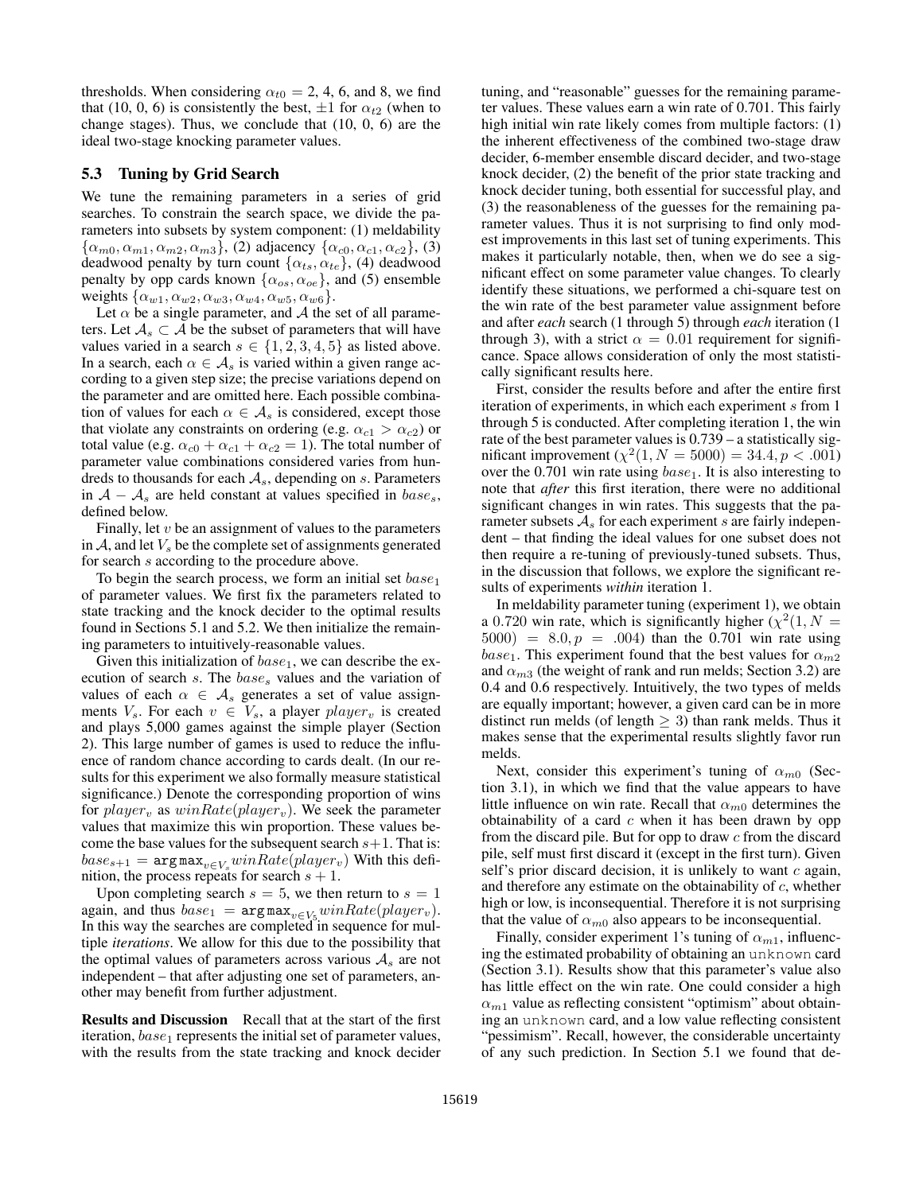thresholds. When considering $\alpha_{t0} = 2, 4, 6,$ and 8, we find that (10, 0, 6) is consistently the best, $\pm 1$ for $\alpha_{t2}$ (when to change stages). Thus, we conclude that (10, 0, 6) are the ideal two-stage knocking parameter values.

### 5.3 Tuning by Grid Search

We tune the remaining parameters in a series of grid searches. To constrain the search space, we divide the parameters into subsets by system component: (1) meldability $\{\alpha_{m0}, \alpha_{m1}, \alpha_{m2}, \alpha_{m3}\}$, (2) adjacency $\{\alpha_{c0}, \alpha_{c1}, \alpha_{c2}\}$, (3) deadwood penalty by turn count $\{\alpha_{ts}, \alpha_{te}\}$, (4) deadwood penalty by opp cards known $\{\alpha_{os}, \alpha_{oe}\}$, and (5) ensemble weights $\{\alpha_{w1}, \alpha_{w2}, \alpha_{w3}, \alpha_{w4}, \alpha_{w5}, \alpha_{w6}\}$.

Let $\alpha$ be a single parameter, and $\mathcal{A}$ the set of all parameters. Let $\mathcal{A}_s \subset \mathcal{A}$ be the subset of parameters that will have values varied in a search $s \in \{1, 2, 3, 4, 5\}$ as listed above. In a search, each $\alpha \in \mathcal{A}_s$ is varied within a given range according to a given step size; the precise variations depend on the parameter and are omitted here. Each possible combination of values for each $\alpha \in \mathcal{A}_s$ is considered, except those that violate any constraints on ordering (e.g. $\alpha_{c1} > \alpha_{c2}$) or total value (e.g. $\alpha_{c0} + \alpha_{c1} + \alpha_{c2} = 1$). The total number of parameter value combinations considered varies from hundreds to thousands for each $\mathcal{A}_s$, depending on $s$. Parameters in $\mathcal{A} - \mathcal{A}_s$ are held constant at values specified in $base_s$, defined below.

Finally, let $v$ be an assignment of values to the parameters in $\mathcal{A}$, and let $V_s$ be the complete set of assignments generated for search $s$ according to the procedure above.

To begin the search process, we form an initial set $base_1$ of parameter values. We first fix the parameters related to state tracking and the knock decider to the optimal results found in Sections 5.1 and 5.2. We then initialize the remaining parameters to intuitively-reasonable values.

Given this initialization of $base_1$, we can describe the execution of search $s$. The $base_s$ values and the variation of values of each $\alpha \in \mathcal{A}_s$ generates a set of value assignments $V_s$. For each $v \in V_s$, a player $player_v$ is created and plays 5,000 games against the simple player (Section 2). This large number of games is used to reduce the influence of random chance according to cards dealt. (In our results for this experiment we also formally measure statistical significance.) Denote the corresponding proportion of wins for $player_v$ as $winRate(player_v)$. We seek the parameter values that maximize this win proportion. These values become the base values for the subsequent search $s+1$. That is: $base_{s+1} = \texttt{argmax}_{v \in V_s} winRate(player_v)$ With this definition, the process repeats for search $s + 1$.

Upon completing search $s = 5$, we then return to $s = 1$ again, and thus $base_1 = \texttt{argmax}_{v \in V_5} winRate(player_v)$. In this way the searches are completed in sequence for multiple *iterations*. We allow for this due to the possibility that the optimal values of parameters across various $\mathcal{A}_s$ are not independent – that after adjusting one set of parameters, another may benefit from further adjustment.

**Results and Discussion** Recall that at the start of the first iteration, $base_1$ represents the initial set of parameter values, with the results from the state tracking and knock decider tuning, and "reasonable" guesses for the remaining parameter values. These values earn a win rate of 0.701. This fairly high initial win rate likely comes from multiple factors: (1) the inherent effectiveness of the combined two-stage draw decider, 6-member ensemble discard decider, and two-stage knock decider, (2) the benefit of the prior state tracking and knock decider tuning, both essential for successful play, and (3) the reasonableness of the guesses for the remaining parameter values. Thus it is not surprising to find only modest improvements in this last set of tuning experiments. This makes it particularly notable, then, when we do see a significant effect on some parameter value changes. To clearly identify these situations, we performed a chi-square test on the win rate of the best parameter value assignment before and after *each* search (1 through 5) through *each* iteration (1 through 3), with a strict $\alpha = 0.01$ requirement for significance. Space allows consideration of only the most statistically significant results here.

First, consider the results before and after the entire first iteration of experiments, in which each experiment $s$ from 1 through 5 is conducted. After completing iteration 1, the win rate of the best parameter values is 0.739 – a statistically significant improvement ($\chi^2(1, N = 5000) = 34.4, p < .001$) over the 0.701 win rate using $base_1$. It is also interesting to note that *after* this first iteration, there were no additional significant changes in win rates. This suggests that the parameter subsets $\mathcal{A}_s$ for each experiment $s$ are fairly independent – that finding the ideal values for one subset does not then require a re-tuning of previously-tuned subsets. Thus, in the discussion that follows, we explore the significant results of experiments *within* iteration 1.

In meldability parameter tuning (experiment 1), we obtain a 0.720 win rate, which is significantly higher ($\chi^2(1, N = 5000) = 8.0, p = .004$) than the 0.701 win rate using $base_1$. This experiment found that the best values for $\alpha_{m2}$ and $\alpha_{m3}$ (the weight of rank and run melds; Section 3.2) are 0.4 and 0.6 respectively. Intuitively, the two types of melds are equally important; however, a given card can be in more distinct run melds (of length $\geq 3$) than rank melds. Thus it makes sense that the experimental results slightly favor run melds.

Next, consider this experiment's tuning of $\alpha_{m0}$ (Section 3.1), in which we find that the value appears to have little influence on win rate. Recall that $\alpha_{m0}$ determines the obtainability of a card $c$ when it has been drawn by opp from the discard pile. But for opp to draw $c$ from the discard pile, self must first discard it (except in the first turn). Given self's prior discard decision, it is unlikely to want $c$ again, and therefore any estimate on the obtainability of $c$, whether high or low, is inconsequential. Therefore it is not surprising that the value of $\alpha_{m0}$ also appears to be inconsequential.

Finally, consider experiment 1's tuning of $\alpha_{m1}$, influencing the estimated probability of obtaining an `unknown` card (Section 3.1). Results show that this parameter's value also has little effect on the win rate. One could consider a high $\alpha_{m1}$ value as reflecting consistent "optimism" about obtaining an `unknown` card, and a low value reflecting consistent "pessimism". Recall, however, the considerable uncertainty of any such prediction. In Section 5.1 we found that de-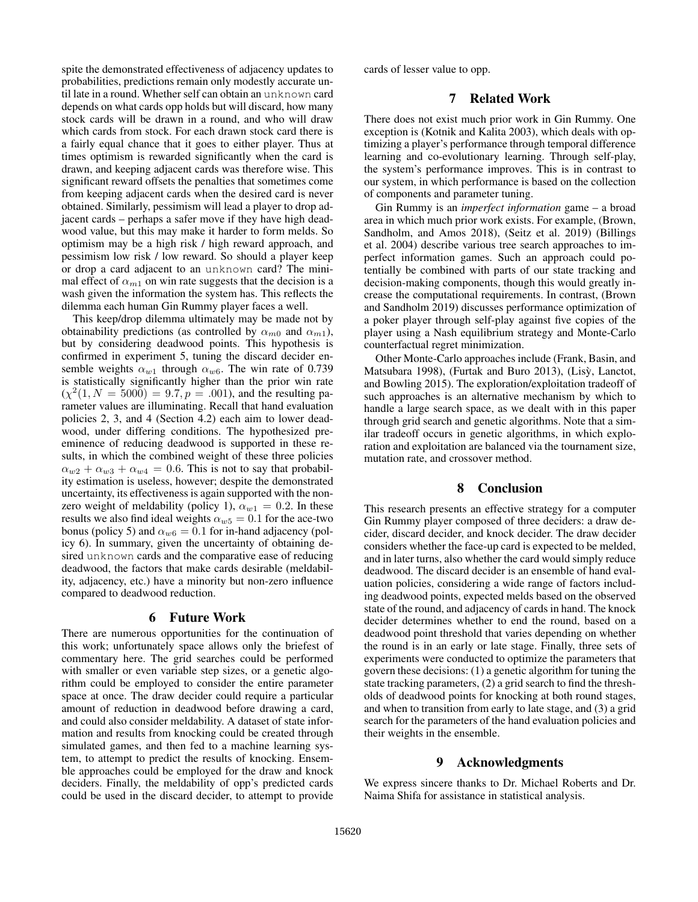spite the demonstrated effectiveness of adjacency updates to probabilities, predictions remain only modestly accurate until late in a round. Whether self can obtain an `unknown` card depends on what cards opp holds but will discard, how many stock cards will be drawn in a round, and who will draw which cards from stock. For each drawn stock card there is a fairly equal chance that it goes to either player. Thus at times optimism is rewarded significantly when the card is drawn, and keeping adjacent cards was therefore wise. This significant reward offsets the penalties that sometimes come from keeping adjacent cards when the desired card is never obtained. Similarly, pessimism will lead a player to drop adjacent cards – perhaps a safer move if they have high deadwood value, but this may make it harder to form melds. So optimism may be a high risk / high reward approach, and pessimism low risk / low reward. So should a player keep or drop a card adjacent to an `unknown` card? The minimal effect of $\alpha_{m1}$ on win rate suggests that the decision is a wash given the information the system has. This reflects the dilemma each human Gin Rummy player faces a well.

This keep/drop dilemma ultimately may be made not by obtainability predictions (as controlled by $\alpha_{m0}$ and $\alpha_{m1}$), but by considering deadwood points. This hypothesis is confirmed in experiment 5, tuning the discard decider ensemble weights $\alpha_{w1}$ through $\alpha_{w6}$. The win rate of 0.739 is statistically significantly higher than the prior win rate ($\chi^2(1, N = 5000) = 9.7, p = .001$), and the resulting parameter values are illuminating. Recall that hand evaluation policies 2, 3, and 4 (Section 4.2) each aim to lower deadwood, under differing conditions. The hypothesized preeminence of reducing deadwood is supported in these results, in which the combined weight of these three policies $\alpha_{w2} + \alpha_{w3} + \alpha_{w4} = 0.6$. This is not to say that probability estimation is useless, however; despite the demonstrated uncertainty, its effectiveness is again supported with the nonzero weight of meldability (policy 1), $\alpha_{w1} = 0.2$. In these results we also find ideal weights $\alpha_{w5} = 0.1$ for the ace-two bonus (policy 5) and $\alpha_{w6} = 0.1$ for in-hand adjacency (policy 6). In summary, given the uncertainty of obtaining desired `unknown` cards and the comparative ease of reducing deadwood, the factors that make cards desirable (meldability, adjacency, etc.) have a minority but non-zero influence compared to deadwood reduction.

## 6 Future Work

There are numerous opportunities for the continuation of this work; unfortunately space allows only the briefest of commentary here. The grid searches could be performed with smaller or even variable step sizes, or a genetic algorithm could be employed to consider the entire parameter space at once. The draw decider could require a particular amount of reduction in deadwood before drawing a card, and could also consider meldability. A dataset of state information and results from knocking could be created through simulated games, and then fed to a machine learning system, to attempt to predict the results of knocking. Ensemble approaches could be employed for the draw and knock deciders. Finally, the meldability of opp's predicted cards could be used in the discard decider, to attempt to provide cards of lesser value to opp.

## 7 Related Work

There does not exist much prior work in Gin Rummy. One exception is (Kotnik and Kalita 2003), which deals with optimizing a player's performance through temporal difference learning and co-evolutionary learning. Through self-play, the system's performance improves. This is in contrast to our system, in which performance is based on the collection of components and parameter tuning.

Gin Rummy is an *imperfect information* game – a broad area in which much prior work exists. For example, (Brown, Sandholm, and Amos 2018), (Seitz et al. 2019) (Billings et al. 2004) describe various tree search approaches to imperfect information games. Such an approach could potentially be combined with parts of our state tracking and decision-making components, though this would greatly increase the computational requirements. In contrast, (Brown and Sandholm 2019) discusses performance optimization of a poker player through self-play against five copies of the player using a Nash equilibrium strategy and Monte-Carlo counterfactual regret minimization.

Other Monte-Carlo approaches include (Frank, Basin, and Matsubara 1998), (Furtak and Buro 2013), (Lisý, Lanctot, and Bowling 2015). The exploration/exploitation tradeoff of such approaches is an alternative mechanism by which to handle a large search space, as we dealt with in this paper through grid search and genetic algorithms. Note that a similar tradeoff occurs in genetic algorithms, in which exploration and exploitation are balanced via the tournament size, mutation rate, and crossover method.

## 8 Conclusion

This research presents an effective strategy for a computer Gin Rummy player composed of three deciders: a draw decider, discard decider, and knock decider. The draw decider considers whether the face-up card is expected to be melded, and in later turns, also whether the card would simply reduce deadwood. The discard decider is an ensemble of hand evaluation policies, considering a wide range of factors including deadwood points, expected melds based on the observed state of the round, and adjacency of cards in hand. The knock decider determines whether to end the round, based on a deadwood point threshold that varies depending on whether the round is in an early or late stage. Finally, three sets of experiments were conducted to optimize the parameters that govern these decisions: (1) a genetic algorithm for tuning the state tracking parameters, (2) a grid search to find the thresholds of deadwood points for knocking at both round stages, and when to transition from early to late stage, and (3) a grid search for the parameters of the hand evaluation policies and their weights in the ensemble.

## 9 Acknowledgments

We express sincere thanks to Dr. Michael Roberts and Dr. Naima Shifa for assistance in statistical analysis.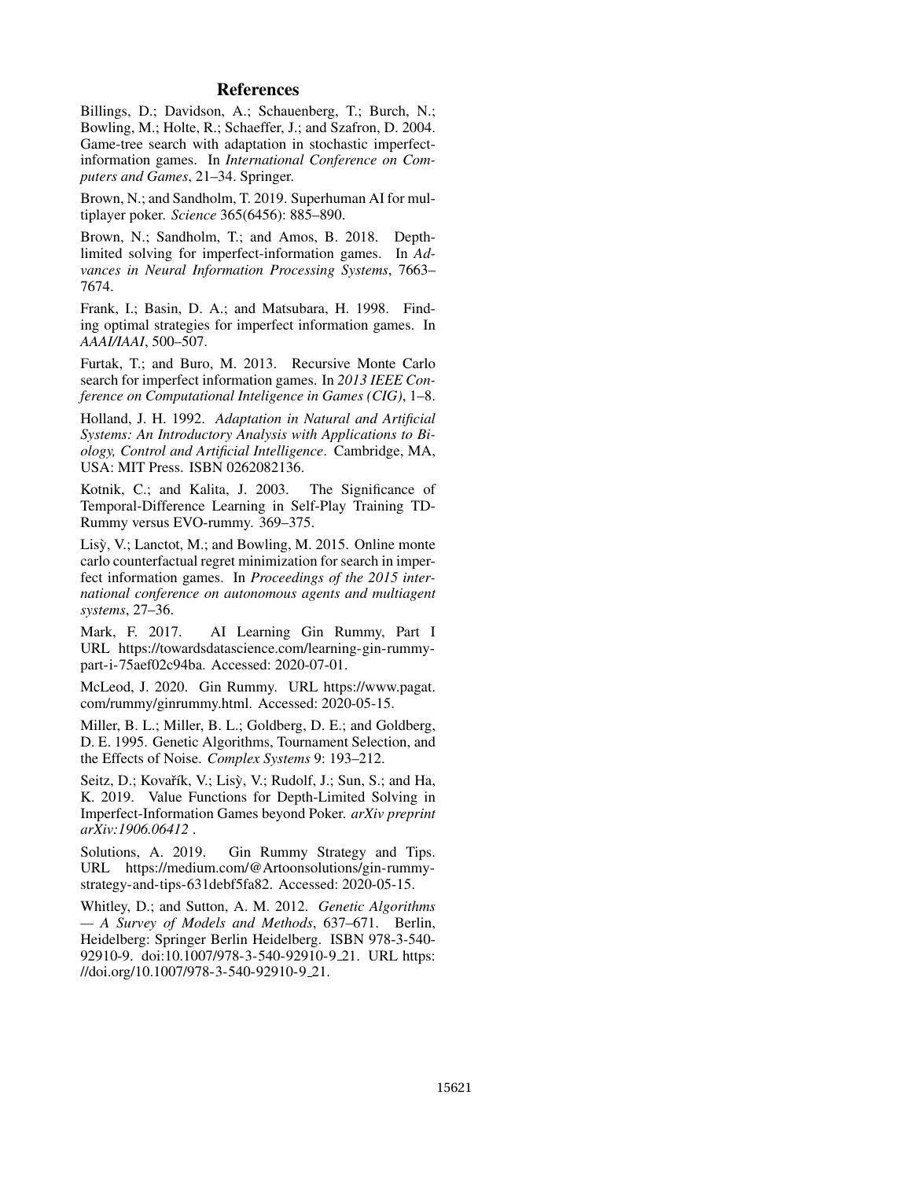## References

Billings, D.; Davidson, A.; Schauenberg, T.; Burch, N.; Bowling, M.; Holte, R.; Schaeffer, J.; and Szafron, D. 2004. Game-tree search with adaptation in stochastic imperfect-information games. In *International Conference on Computers and Games*, 21–34. Springer.

Brown, N.; and Sandholm, T. 2019. Superhuman AI for multiplayer poker. *Science* 365(6456): 885–890.

Brown, N.; Sandholm, T.; and Amos, B. 2018. Depth-limited solving for imperfect-information games. In *Advances in Neural Information Processing Systems*, 7663–7674.

Frank, I.; Basin, D. A.; and Matsubara, H. 1998. Finding optimal strategies for imperfect information games. In *AAAI/IAAI*, 500–507.

Furtak, T.; and Buro, M. 2013. Recursive Monte Carlo search for imperfect information games. In *2013 IEEE Conference on Computational Inteligence in Games (CIG)*, 1–8.

Holland, J. H. 1992. *Adaptation in Natural and Artificial Systems: An Introductory Analysis with Applications to Biology, Control and Artificial Intelligence*. Cambridge, MA, USA: MIT Press. ISBN 0262082136.

Kotnik, C.; and Kalita, J. 2003. The Significance of Temporal-Difference Learning in Self-Play Training TD-Rummy versus EVO-rummy. 369–375.

Lisỳ, V.; Lanctot, M.; and Bowling, M. 2015. Online monte carlo counterfactual regret minimization for search in imperfect information games. In *Proceedings of the 2015 international conference on autonomous agents and multiagent systems*, 27–36.

Mark, F. 2017. AI Learning Gin Rummy, Part I URL https://towardsdatascience.com/learning-gin-rummy-part-i-75aef02c94ba. Accessed: 2020-07-01.

McLeod, J. 2020. Gin Rummy. URL https://www.pagat.com/rummy/ginrummy.html. Accessed: 2020-05-15.

Miller, B. L.; Miller, B. L.; Goldberg, D. E.; and Goldberg, D. E. 1995. Genetic Algorithms, Tournament Selection, and the Effects of Noise. *Complex Systems* 9: 193–212.

Seitz, D.; Kovařík, V.; Lisỳ, V.; Rudolf, J.; Sun, S.; and Ha, K. 2019. Value Functions for Depth-Limited Solving in Imperfect-Information Games beyond Poker. *arXiv preprint arXiv:1906.06412* .

Solutions, A. 2019. Gin Rummy Strategy and Tips. URL https://medium.com/@Artoonsolutions/gin-rummy-strategy-and-tips-631debf5fa82. Accessed: 2020-05-15.

Whitley, D.; and Sutton, A. M. 2012. *Genetic Algorithms — A Survey of Models and Methods*, 637–671. Berlin, Heidelberg: Springer Berlin Heidelberg. ISBN 978-3-540-92910-9. doi:10.1007/978-3-540-92910-9_21. URL https://doi.org/10.1007/978-3-540-92910-9_21.